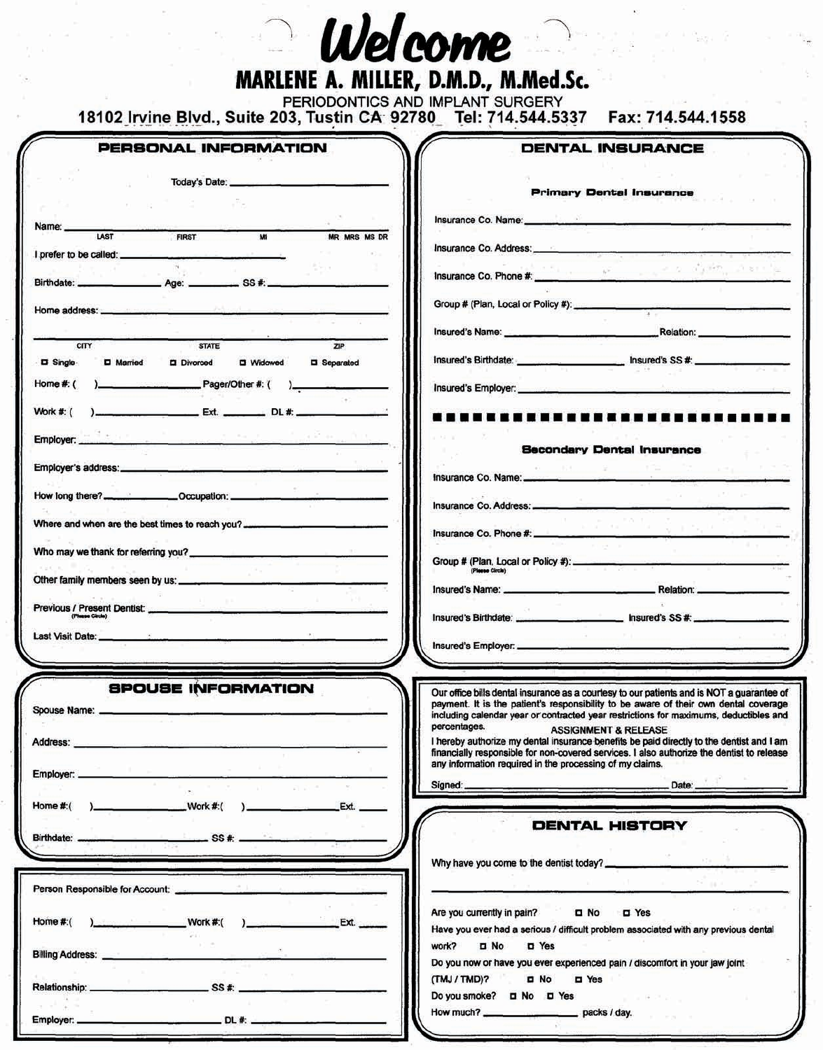# Welcome

## MARLENE A. MILLER, D.M.D., M.Med.Sc.

PERIODONTICS AND IMPLANT SURGERY

18102 Irvine Blvd., Suite 203, Tustin CA 92780 Tel: 714.544.5337 Fax: 714.544.1558

### PERSONAL INFORMATION

Today's Date: ____________________

Name: ____________________ (LAST / FIRST / MI / MR MRS MS DR)

I prefer to be called: ____________________

Birthdate: __________ Age: __________ SS #: __________

Home address: ____________________

____________________ (CITY / STATE / ZIP)

☐ Single ☐ Married ☐ Divorced ☐ Widowed ☐ Separated

Home #: ( ) __________ Pager/Other #: ( ) __________

Work #: ( ) __________ Ext. ______ DL #: __________

Employer: ____________________

Employer's address: ____________________

How long there? __________ Occupation: __________

Where and when are the best times to reach you? ____________________

Who may we thank for referring you? ____________________

Other family members seen by us: ____________________

Previous / Present Dentist: (Please Circle) ____________________

Last Visit Date: ____________________

### DENTAL INSURANCE

**Primary Dental Insurance**

Insurance Co. Name: ____________________

Insurance Co. Address: ____________________

Insurance Co. Phone #: ____________________

Group # (Plan, Local or Policy #): ____________________

Insured's Name: __________ Relation: __________

Insured's Birthdate: __________ Insured's SS #: __________

Insured's Employer: ____________________

**Secondary Dental Insurance**

Insurance Co. Name: ____________________

Insurance Co. Address: ____________________

Insurance Co. Phone #: ____________________

Group # (Plan, Local or Policy #): (Please Circle) ____________________

Insured's Name: __________ Relation: __________

Insured's Birthdate: __________ Insured's SS #: __________

Insured's Employer: ____________________

### SPOUSE INFORMATION

Spouse Name: ____________________

Address: ____________________

Employer: ____________________

Home #: ( ) __________ Work #: ( ) __________ Ext. ______

Birthdate: __________ SS #: __________

Person Responsible for Account: ____________________

Home #: ( ) __________ Work #: ( ) __________ Ext. ______

Billing Address: ____________________

Relationship: __________ SS #: __________

Employer: __________ DL #: __________

Our office bills dental insurance as a courtesy to our patients and is NOT a guarantee of payment. It is the patient's responsibility to be aware of their own dental coverage including calendar year or contracted year restrictions for maximums, deductibles and percentages.

ASSIGNMENT & RELEASE

I hereby authorize my dental insurance benefits be paid directly to the dentist and I am financially responsible for non-covered services. I also authorize the dentist to release any information required in the processing of my claims.

Signed: ____________________ Date: __________

### DENTAL HISTORY

Why have you come to the dentist today? ____________________

____________________

Are you currently in pain? ☐ No ☐ Yes

Have you ever had a serious / difficult problem associated with any previous dental work? ☐ No ☐ Yes

Do you now or have you ever experienced pain / discomfort in your jaw joint (TMJ / TMD)? ☐ No ☐ Yes

Do you smoke? ☐ No ☐ Yes

How much? __________ packs / day.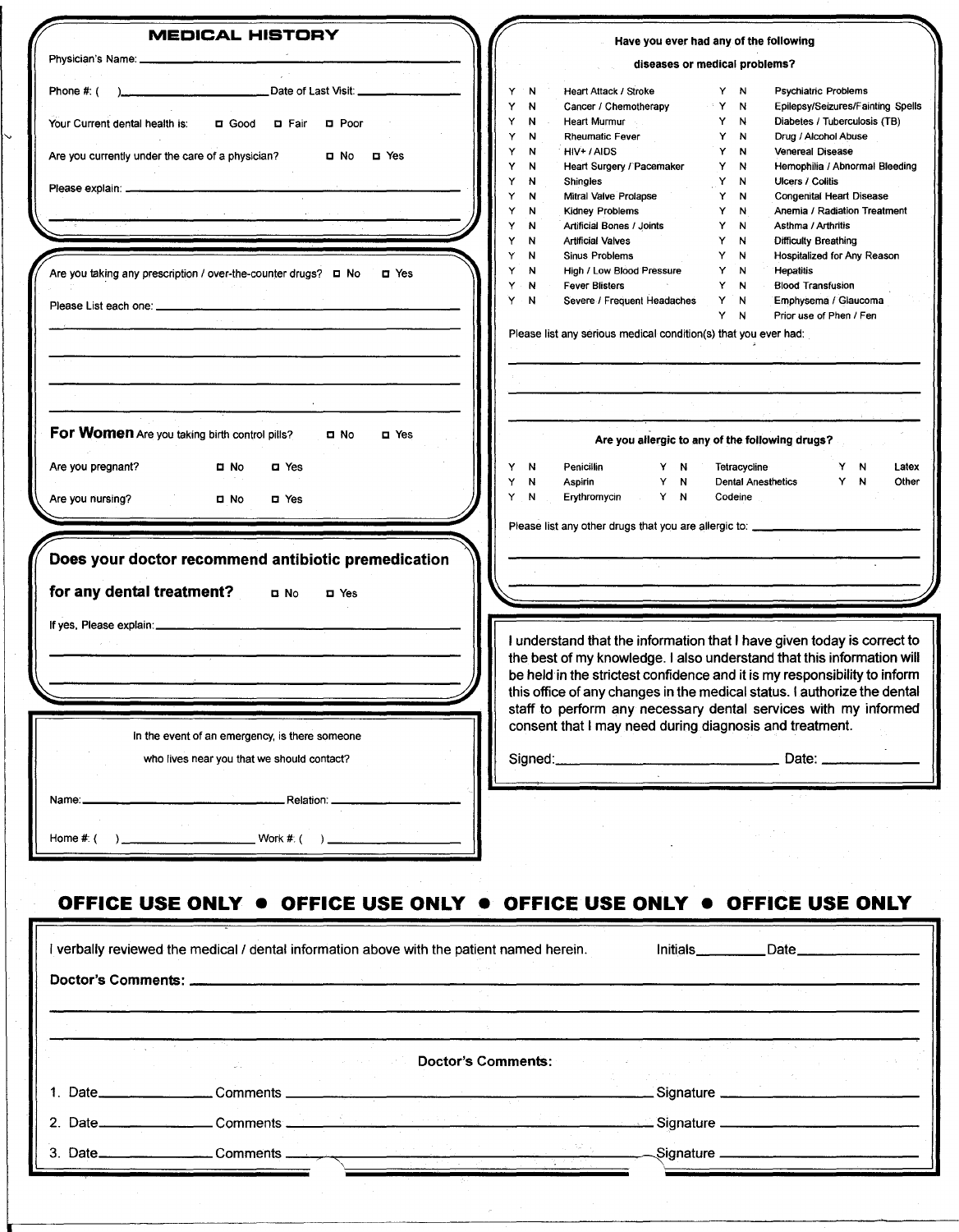# MEDICAL HISTORY

Physician's Name: \_\_\_\_\_\_\_\_\_\_\_\_\_\_\_\_\_\_\_\_

Phone #: ( ) \_\_\_\_\_\_\_\_\_\_\_\_ Date of Last Visit: \_\_\_\_\_\_\_\_\_\_

Your Current dental health is: ☐ Good ☐ Fair ☐ Poor

Are you currently under the care of a physician? ☐ No ☐ Yes

Please explain: \_\_\_\_\_\_\_\_\_\_\_\_\_\_\_\_\_\_\_\_

---

Are you taking any prescription / over-the-counter drugs? ☐ No ☐ Yes

Please List each one: \_\_\_\_\_\_\_\_\_\_\_\_\_\_\_\_\_\_\_\_

**For Women** Are you taking birth control pills? ☐ No ☐ Yes

Are you pregnant? ☐ No ☐ Yes

Are you nursing? ☐ No ☐ Yes

---

**Does your doctor recommend antibiotic premedication for any dental treatment?** ☐ No ☐ Yes

If yes, Please explain: \_\_\_\_\_\_\_\_\_\_\_\_\_\_\_\_\_\_\_\_

---

In the event of an emergency, is there someone who lives near you that we should contact?

Name: \_\_\_\_\_\_\_\_\_\_\_\_ Relation: \_\_\_\_\_\_\_\_\_\_\_\_

Home #: ( ) \_\_\_\_\_\_\_\_\_\_\_\_ Work #: ( ) \_\_\_\_\_\_\_\_\_\_\_\_

---

**Have you ever had any of the following diseases or medical problems?**

| | | | | | |
|---|---|---|---|---|---|
| Y | N | Heart Attack / Stroke | Y | N | Psychiatric Problems |
| Y | N | Cancer / Chemotherapy | Y | N | Epilepsy/Seizures/Fainting Spells |
| Y | N | Heart Murmur | Y | N | Diabetes / Tuberculosis (TB) |
| Y | N | Rheumatic Fever | Y | N | Drug / Alcohol Abuse |
| Y | N | HIV+ / AIDS | Y | N | Venereal Disease |
| Y | N | Heart Surgery / Pacemaker | Y | N | Hemophilia / Abnormal Bleeding |
| Y | N | Shingles | Y | N | Ulcers / Colitis |
| Y | N | Mitral Valve Prolapse | Y | N | Congenital Heart Disease |
| Y | N | Kidney Problems | Y | N | Anemia / Radiation Treatment |
| Y | N | Artificial Bones / Joints | Y | N | Asthma / Arthritis |
| Y | N | Artificial Valves | Y | N | Difficulty Breathing |
| Y | N | Sinus Problems | Y | N | Hospitalized for Any Reason |
| Y | N | High / Low Blood Pressure | Y | N | Hepatitis |
| Y | N | Fever Blisters | Y | N | Blood Transfusion |
| Y | N | Severe / Frequent Headaches | Y | N | Emphysema / Glaucoma |
| | | | Y | N | Prior use of Phen / Fen |

Please list any serious medical condition(s) that you ever had: \_\_\_\_\_\_\_\_\_\_\_\_\_\_\_\_\_\_\_\_

**Are you allergic to any of the following drugs?**

| | | | | | | | | |
|---|---|---|---|---|---|---|---|---|
| Y | N | Penicillin | Y | N | Tetracycline | Y | N | Latex |
| Y | N | Aspirin | Y | N | Dental Anesthetics | Y | N | Other |
| Y | N | Erythromycin | Y | N | Codeine | | | |

Please list any other drugs that you are allergic to: \_\_\_\_\_\_\_\_\_\_\_\_\_\_\_\_\_\_\_\_

---

I understand that the information that I have given today is correct to the best of my knowledge. I also understand that this information will be held in the strictest confidence and it is my responsibility to inform this office of any changes in the medical status. I authorize the dental staff to perform any necessary dental services with my informed consent that I may need during diagnosis and treatment.

Signed: \_\_\_\_\_\_\_\_\_\_\_\_\_\_\_\_\_\_\_\_ Date: \_\_\_\_\_\_\_\_\_\_

---

## OFFICE USE ONLY • OFFICE USE ONLY • OFFICE USE ONLY • OFFICE USE ONLY

I verbally reviewed the medical / dental information above with the patient named herein. Initials \_\_\_\_\_\_ Date \_\_\_\_\_\_\_\_

**Doctor's Comments:** \_\_\_\_\_\_\_\_\_\_\_\_\_\_\_\_\_\_\_\_

**Doctor's Comments:**

1. Date \_\_\_\_\_\_ Comments \_\_\_\_\_\_\_\_\_\_\_\_\_\_\_\_\_\_\_\_ Signature \_\_\_\_\_\_\_\_\_\_
2. Date \_\_\_\_\_\_ Comments \_\_\_\_\_\_\_\_\_\_\_\_\_\_\_\_\_\_\_\_ Signature \_\_\_\_\_\_\_\_\_\_
3. Date \_\_\_\_\_\_ Comments \_\_\_\_\_\_\_\_\_\_\_\_\_\_\_\_\_\_\_\_ Signature \_\_\_\_\_\_\_\_\_\_